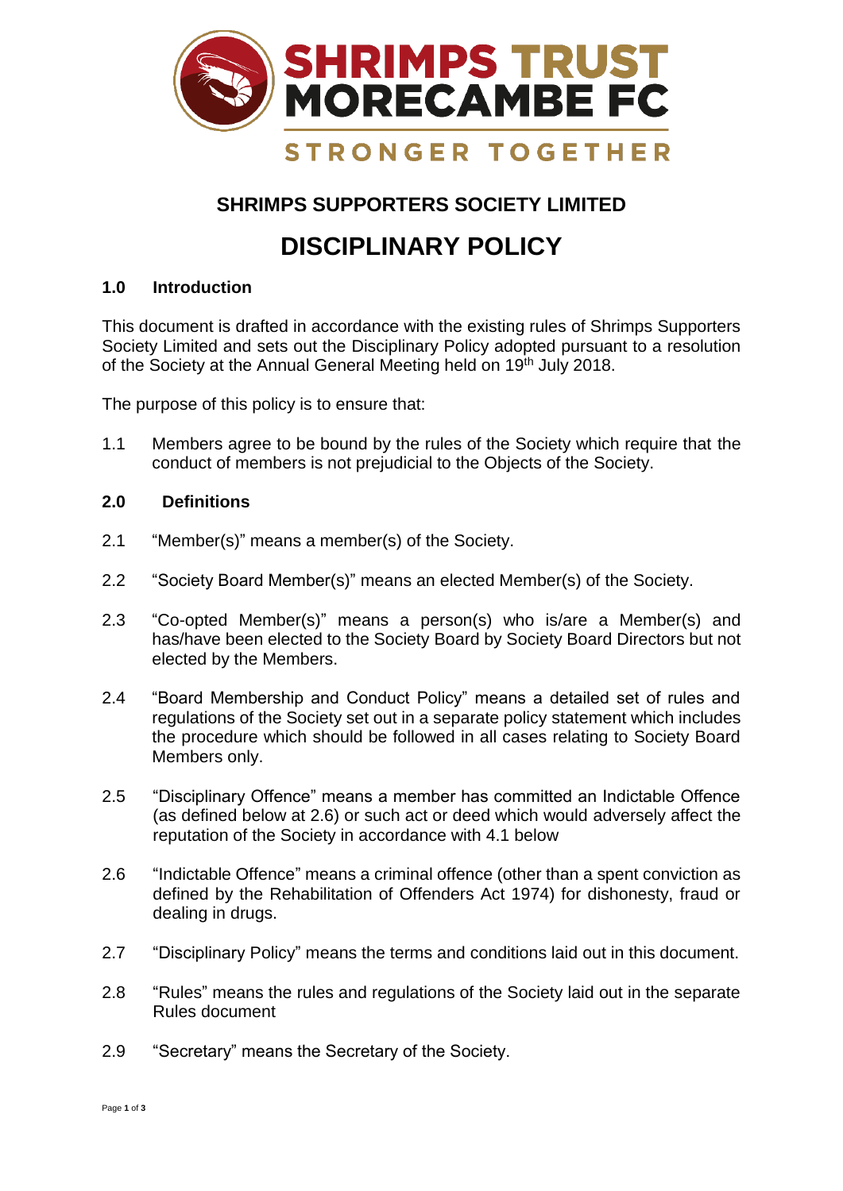SHRIMPS TRUST MORECAMBE FC

STRONGER TOGETHER

## SHRIMPS SUPPORTERS SOCIETY LIMITED

# DISCIPLINARY POLICY

### 1.0 Introduction

This document is drafted in accordance with the existing rules of Shrimps Supporters Society Limited and sets out the Disciplinary Policy adopted pursuant to a resolution of the Society at the Annual General Meeting held on 19th July 2018.

The purpose of this policy is to ensure that:

1.1 Members agree to be bound by the rules of the Society which require that the conduct of members is not prejudicial to the Objects of the Society.

### 2.0 Definitions

2.1 "Member(s)" means a member(s) of the Society.

2.2 "Society Board Member(s)" means an elected Member(s) of the Society.

2.3 "Co-opted Member(s)" means a person(s) who is/are a Member(s) and has/have been elected to the Society Board by Society Board Directors but not elected by the Members.

2.4 "Board Membership and Conduct Policy" means a detailed set of rules and regulations of the Society set out in a separate policy statement which includes the procedure which should be followed in all cases relating to Society Board Members only.

2.5 "Disciplinary Offence" means a member has committed an Indictable Offence (as defined below at 2.6) or such act or deed which would adversely affect the reputation of the Society in accordance with 4.1 below

2.6 "Indictable Offence" means a criminal offence (other than a spent conviction as defined by the Rehabilitation of Offenders Act 1974) for dishonesty, fraud or dealing in drugs.

2.7 "Disciplinary Policy" means the terms and conditions laid out in this document.

2.8 "Rules" means the rules and regulations of the Society laid out in the separate Rules document

2.9 "Secretary" means the Secretary of the Society.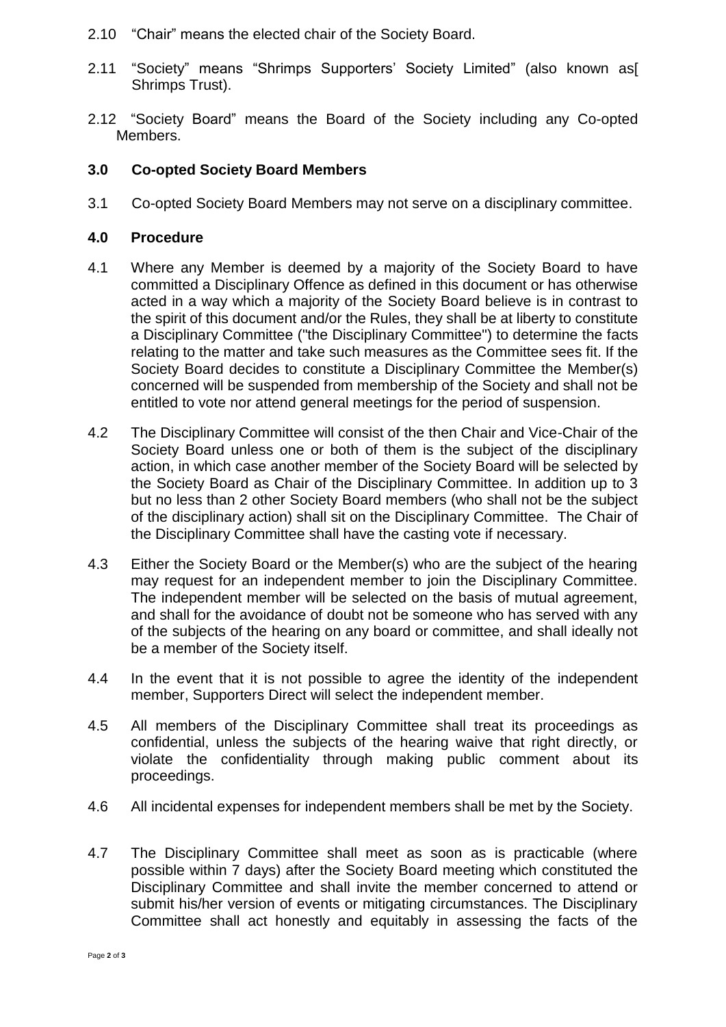2.10 "Chair" means the elected chair of the Society Board.

2.11 "Society" means "Shrimps Supporters' Society Limited" (also known as[ Shrimps Trust).

2.12 "Society Board" means the Board of the Society including any Co-opted Members.

## 3.0 Co-opted Society Board Members

3.1 Co-opted Society Board Members may not serve on a disciplinary committee.

## 4.0 Procedure

4.1 Where any Member is deemed by a majority of the Society Board to have committed a Disciplinary Offence as defined in this document or has otherwise acted in a way which a majority of the Society Board believe is in contrast to the spirit of this document and/or the Rules, they shall be at liberty to constitute a Disciplinary Committee ("the Disciplinary Committee") to determine the facts relating to the matter and take such measures as the Committee sees fit. If the Society Board decides to constitute a Disciplinary Committee the Member(s) concerned will be suspended from membership of the Society and shall not be entitled to vote nor attend general meetings for the period of suspension.

4.2 The Disciplinary Committee will consist of the then Chair and Vice-Chair of the Society Board unless one or both of them is the subject of the disciplinary action, in which case another member of the Society Board will be selected by the Society Board as Chair of the Disciplinary Committee. In addition up to 3 but no less than 2 other Society Board members (who shall not be the subject of the disciplinary action) shall sit on the Disciplinary Committee. The Chair of the Disciplinary Committee shall have the casting vote if necessary.

4.3 Either the Society Board or the Member(s) who are the subject of the hearing may request for an independent member to join the Disciplinary Committee. The independent member will be selected on the basis of mutual agreement, and shall for the avoidance of doubt not be someone who has served with any of the subjects of the hearing on any board or committee, and shall ideally not be a member of the Society itself.

4.4 In the event that it is not possible to agree the identity of the independent member, Supporters Direct will select the independent member.

4.5 All members of the Disciplinary Committee shall treat its proceedings as confidential, unless the subjects of the hearing waive that right directly, or violate the confidentiality through making public comment about its proceedings.

4.6 All incidental expenses for independent members shall be met by the Society.

4.7 The Disciplinary Committee shall meet as soon as is practicable (where possible within 7 days) after the Society Board meeting which constituted the Disciplinary Committee and shall invite the member concerned to attend or submit his/her version of events or mitigating circumstances. The Disciplinary Committee shall act honestly and equitably in assessing the facts of the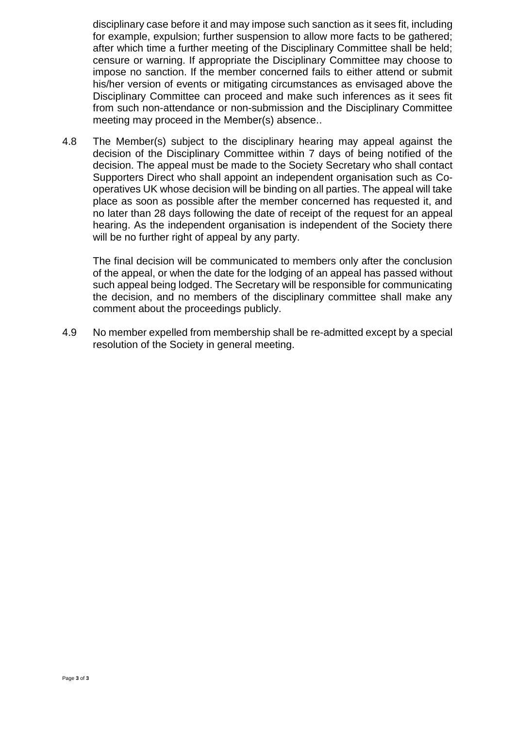disciplinary case before it and may impose such sanction as it sees fit, including for example, expulsion; further suspension to allow more facts to be gathered; after which time a further meeting of the Disciplinary Committee shall be held; censure or warning. If appropriate the Disciplinary Committee may choose to impose no sanction. If the member concerned fails to either attend or submit his/her version of events or mitigating circumstances as envisaged above the Disciplinary Committee can proceed and make such inferences as it sees fit from such non-attendance or non-submission and the Disciplinary Committee meeting may proceed in the Member(s) absence..

4.8 The Member(s) subject to the disciplinary hearing may appeal against the decision of the Disciplinary Committee within 7 days of being notified of the decision. The appeal must be made to the Society Secretary who shall contact Supporters Direct who shall appoint an independent organisation such as Co-operatives UK whose decision will be binding on all parties. The appeal will take place as soon as possible after the member concerned has requested it, and no later than 28 days following the date of receipt of the request for an appeal hearing. As the independent organisation is independent of the Society there will be no further right of appeal by any party.

The final decision will be communicated to members only after the conclusion of the appeal, or when the date for the lodging of an appeal has passed without such appeal being lodged. The Secretary will be responsible for communicating the decision, and no members of the disciplinary committee shall make any comment about the proceedings publicly.

4.9 No member expelled from membership shall be re-admitted except by a special resolution of the Society in general meeting.